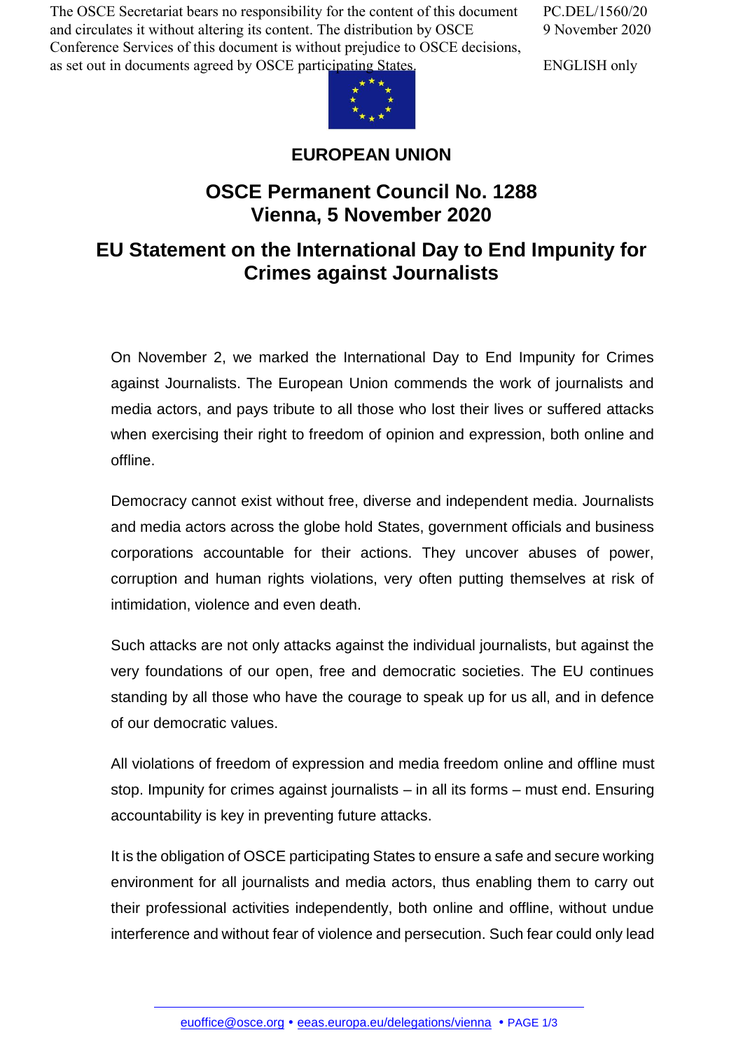The OSCE Secretariat bears no responsibility for the content of this document and circulates it without altering its content. The distribution by OSCE Conference Services of this document is without prejudice to OSCE decisions, as set out in documents agreed by OSCE participating States.

PC.DEL/1560/20
9 November 2020

ENGLISH only

**EUROPEAN UNION**

## OSCE Permanent Council No. 1288
## Vienna, 5 November 2020

# EU Statement on the International Day to End Impunity for Crimes against Journalists

On November 2, we marked the International Day to End Impunity for Crimes against Journalists. The European Union commends the work of journalists and media actors, and pays tribute to all those who lost their lives or suffered attacks when exercising their right to freedom of opinion and expression, both online and offline.

Democracy cannot exist without free, diverse and independent media. Journalists and media actors across the globe hold States, government officials and business corporations accountable for their actions. They uncover abuses of power, corruption and human rights violations, very often putting themselves at risk of intimidation, violence and even death.

Such attacks are not only attacks against the individual journalists, but against the very foundations of our open, free and democratic societies. The EU continues standing by all those who have the courage to speak up for us all, and in defence of our democratic values.

All violations of freedom of expression and media freedom online and offline must stop. Impunity for crimes against journalists – in all its forms – must end. Ensuring accountability is key in preventing future attacks.

It is the obligation of OSCE participating States to ensure a safe and secure working environment for all journalists and media actors, thus enabling them to carry out their professional activities independently, both online and offline, without undue interference and without fear of violence and persecution. Such fear could only lead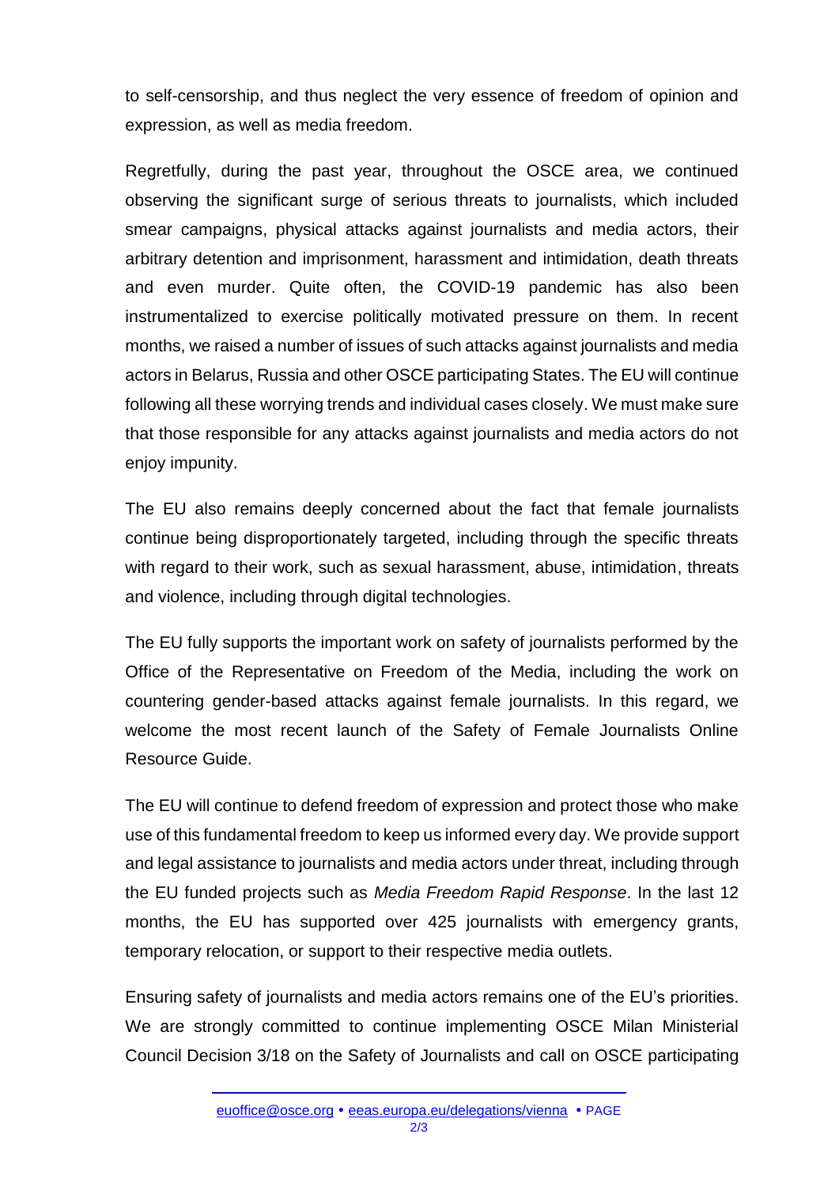to self-censorship, and thus neglect the very essence of freedom of opinion and expression, as well as media freedom.

Regretfully, during the past year, throughout the OSCE area, we continued observing the significant surge of serious threats to journalists, which included smear campaigns, physical attacks against journalists and media actors, their arbitrary detention and imprisonment, harassment and intimidation, death threats and even murder. Quite often, the COVID-19 pandemic has also been instrumentalized to exercise politically motivated pressure on them. In recent months, we raised a number of issues of such attacks against journalists and media actors in Belarus, Russia and other OSCE participating States. The EU will continue following all these worrying trends and individual cases closely. We must make sure that those responsible for any attacks against journalists and media actors do not enjoy impunity.

The EU also remains deeply concerned about the fact that female journalists continue being disproportionately targeted, including through the specific threats with regard to their work, such as sexual harassment, abuse, intimidation, threats and violence, including through digital technologies.

The EU fully supports the important work on safety of journalists performed by the Office of the Representative on Freedom of the Media, including the work on countering gender-based attacks against female journalists. In this regard, we welcome the most recent launch of the Safety of Female Journalists Online Resource Guide.

The EU will continue to defend freedom of expression and protect those who make use of this fundamental freedom to keep us informed every day. We provide support and legal assistance to journalists and media actors under threat, including through the EU funded projects such as *Media Freedom Rapid Response*. In the last 12 months, the EU has supported over 425 journalists with emergency grants, temporary relocation, or support to their respective media outlets.

Ensuring safety of journalists and media actors remains one of the EU's priorities. We are strongly committed to continue implementing OSCE Milan Ministerial Council Decision 3/18 on the Safety of Journalists and call on OSCE participating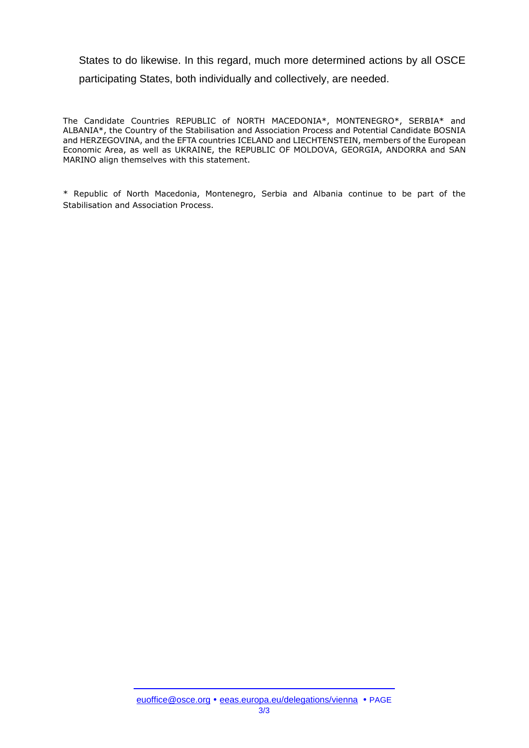States to do likewise. In this regard, much more determined actions by all OSCE participating States, both individually and collectively, are needed.

The Candidate Countries REPUBLIC of NORTH MACEDONIA*, MONTENEGRO*, SERBIA* and ALBANIA*, the Country of the Stabilisation and Association Process and Potential Candidate BOSNIA and HERZEGOVINA, and the EFTA countries ICELAND and LIECHTENSTEIN, members of the European Economic Area, as well as UKRAINE, the REPUBLIC OF MOLDOVA, GEORGIA, ANDORRA and SAN MARINO align themselves with this statement.

* Republic of North Macedonia, Montenegro, Serbia and Albania continue to be part of the Stabilisation and Association Process.